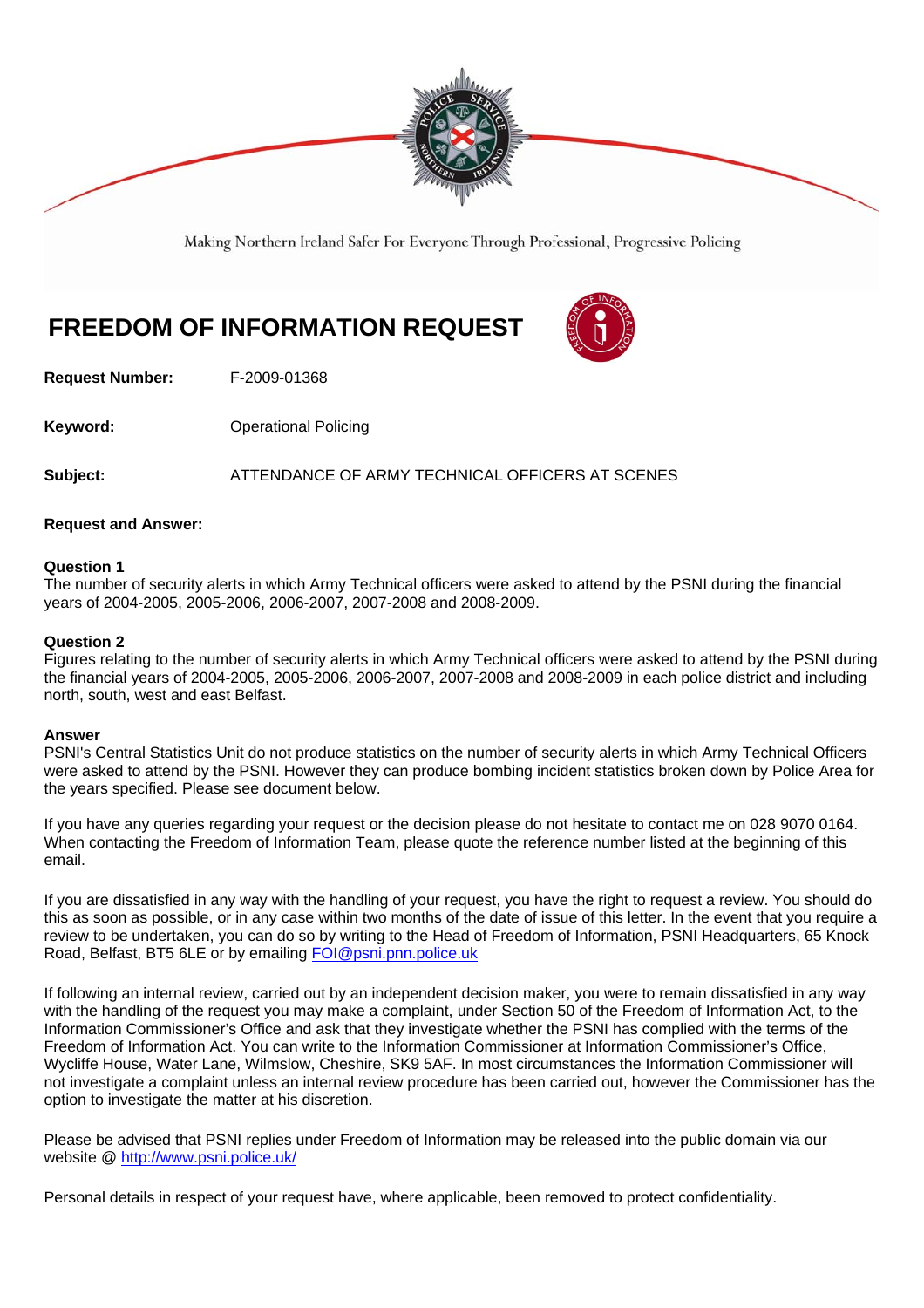Making Northern Ireland Safer For Everyone Through Professional, Progressive Policing

# FREEDOM OF INFORMATION REQUEST

**Request Number:** F-2009-01368

**Keyword:** Operational Policing

**Subject:** ATTENDANCE OF ARMY TECHNICAL OFFICERS AT SCENES

**Request and Answer:**

**Question 1**
The number of security alerts in which Army Technical officers were asked to attend by the PSNI during the financial years of 2004-2005, 2005-2006, 2006-2007, 2007-2008 and 2008-2009.

**Question 2**
Figures relating to the number of security alerts in which Army Technical officers were asked to attend by the PSNI during the financial years of 2004-2005, 2005-2006, 2006-2007, 2007-2008 and 2008-2009 in each police district and including north, south, west and east Belfast.

**Answer**
PSNI's Central Statistics Unit do not produce statistics on the number of security alerts in which Army Technical Officers were asked to attend by the PSNI. However they can produce bombing incident statistics broken down by Police Area for the years specified. Please see document below.

If you have any queries regarding your request or the decision please do not hesitate to contact me on 028 9070 0164. When contacting the Freedom of Information Team, please quote the reference number listed at the beginning of this email.

If you are dissatisfied in any way with the handling of your request, you have the right to request a review. You should do this as soon as possible, or in any case within two months of the date of issue of this letter. In the event that you require a review to be undertaken, you can do so by writing to the Head of Freedom of Information, PSNI Headquarters, 65 Knock Road, Belfast, BT5 6LE or by emailing FOI@psni.pnn.police.uk

If following an internal review, carried out by an independent decision maker, you were to remain dissatisfied in any way with the handling of the request you may make a complaint, under Section 50 of the Freedom of Information Act, to the Information Commissioner's Office and ask that they investigate whether the PSNI has complied with the terms of the Freedom of Information Act. You can write to the Information Commissioner at Information Commissioner's Office, Wycliffe House, Water Lane, Wilmslow, Cheshire, SK9 5AF. In most circumstances the Information Commissioner will not investigate a complaint unless an internal review procedure has been carried out, however the Commissioner has the option to investigate the matter at his discretion.

Please be advised that PSNI replies under Freedom of Information may be released into the public domain via our website @ http://www.psni.police.uk/

Personal details in respect of your request have, where applicable, been removed to protect confidentiality.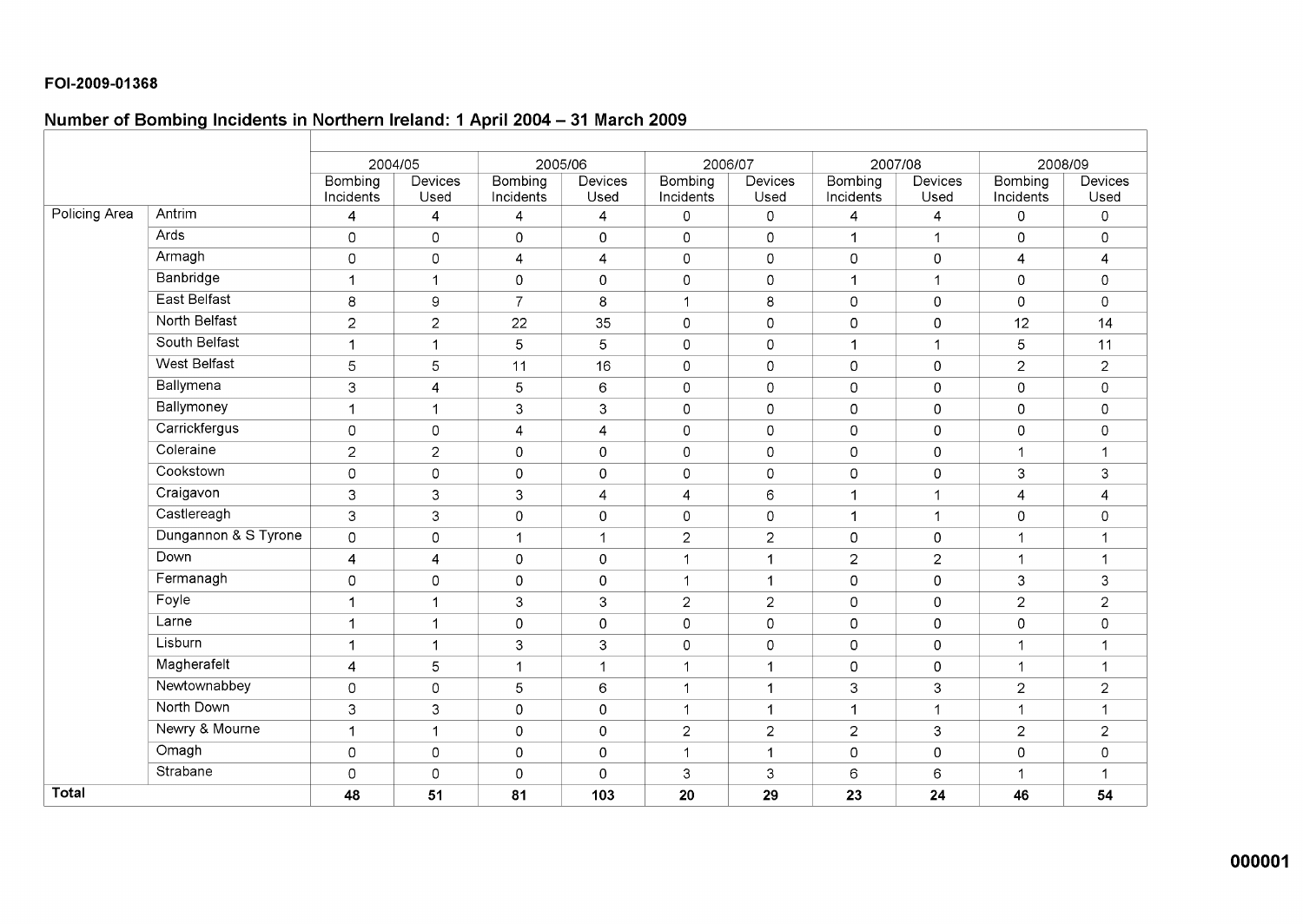FOI-2009-01368

## Number of Bombing Incidents in Northern Ireland: 1 April 2004 – 31 March 2009

| | | 2004/05 | | 2005/06 | | 2006/07 | | 2007/08 | | 2008/09 | |
|---|---|---|---|---|---|---|---|---|---|---|---|
| | | Bombing Incidents | Devices Used | Bombing Incidents | Devices Used | Bombing Incidents | Devices Used | Bombing Incidents | Devices Used | Bombing Incidents | Devices Used |
| Policing Area | Antrim | 4 | 4 | 4 | 4 | 0 | 0 | 4 | 4 | 0 | 0 |
| | Ards | 0 | 0 | 0 | 0 | 0 | 0 | 1 | 1 | 0 | 0 |
| | Armagh | 0 | 0 | 4 | 4 | 0 | 0 | 0 | 0 | 4 | 4 |
| | Banbridge | 1 | 1 | 0 | 0 | 0 | 0 | 1 | 1 | 0 | 0 |
| | East Belfast | 8 | 9 | 7 | 8 | 1 | 8 | 0 | 0 | 0 | 0 |
| | North Belfast | 2 | 2 | 22 | 35 | 0 | 0 | 0 | 0 | 12 | 14 |
| | South Belfast | 1 | 1 | 5 | 5 | 0 | 0 | 1 | 1 | 5 | 11 |
| | West Belfast | 5 | 5 | 11 | 16 | 0 | 0 | 0 | 0 | 2 | 2 |
| | Ballymena | 3 | 4 | 5 | 6 | 0 | 0 | 0 | 0 | 0 | 0 |
| | Ballymoney | 1 | 1 | 3 | 3 | 0 | 0 | 0 | 0 | 0 | 0 |
| | Carrickfergus | 0 | 0 | 4 | 4 | 0 | 0 | 0 | 0 | 0 | 0 |
| | Coleraine | 2 | 2 | 0 | 0 | 0 | 0 | 0 | 0 | 1 | 1 |
| | Cookstown | 0 | 0 | 0 | 0 | 0 | 0 | 0 | 0 | 3 | 3 |
| | Craigavon | 3 | 3 | 3 | 4 | 4 | 6 | 1 | 1 | 4 | 4 |
| | Castlereagh | 3 | 3 | 0 | 0 | 0 | 0 | 1 | 1 | 0 | 0 |
| | Dungannon & S Tyrone | 0 | 0 | 1 | 1 | 2 | 2 | 0 | 0 | 1 | 1 |
| | Down | 4 | 4 | 0 | 0 | 1 | 1 | 2 | 2 | 1 | 1 |
| | Fermanagh | 0 | 0 | 0 | 0 | 1 | 1 | 0 | 0 | 3 | 3 |
| | Foyle | 1 | 1 | 3 | 3 | 2 | 2 | 0 | 0 | 2 | 2 |
| | Larne | 1 | 1 | 0 | 0 | 0 | 0 | 0 | 0 | 0 | 0 |
| | Lisburn | 1 | 1 | 3 | 3 | 0 | 0 | 0 | 0 | 1 | 1 |
| | Magherafelt | 4 | 5 | 1 | 1 | 1 | 1 | 0 | 0 | 1 | 1 |
| | Newtownabbey | 0 | 0 | 5 | 6 | 1 | 1 | 3 | 3 | 2 | 2 |
| | North Down | 3 | 3 | 0 | 0 | 1 | 1 | 1 | 1 | 1 | 1 |
| | Newry & Mourne | 1 | 1 | 0 | 0 | 2 | 2 | 2 | 3 | 2 | 2 |
| | Omagh | 0 | 0 | 0 | 0 | 1 | 1 | 0 | 0 | 0 | 0 |
| | Strabane | 0 | 0 | 0 | 0 | 3 | 3 | 6 | 6 | 1 | 1 |
| **Total** | | **48** | **51** | **81** | **103** | **20** | **29** | **23** | **24** | **46** | **54** |

000001